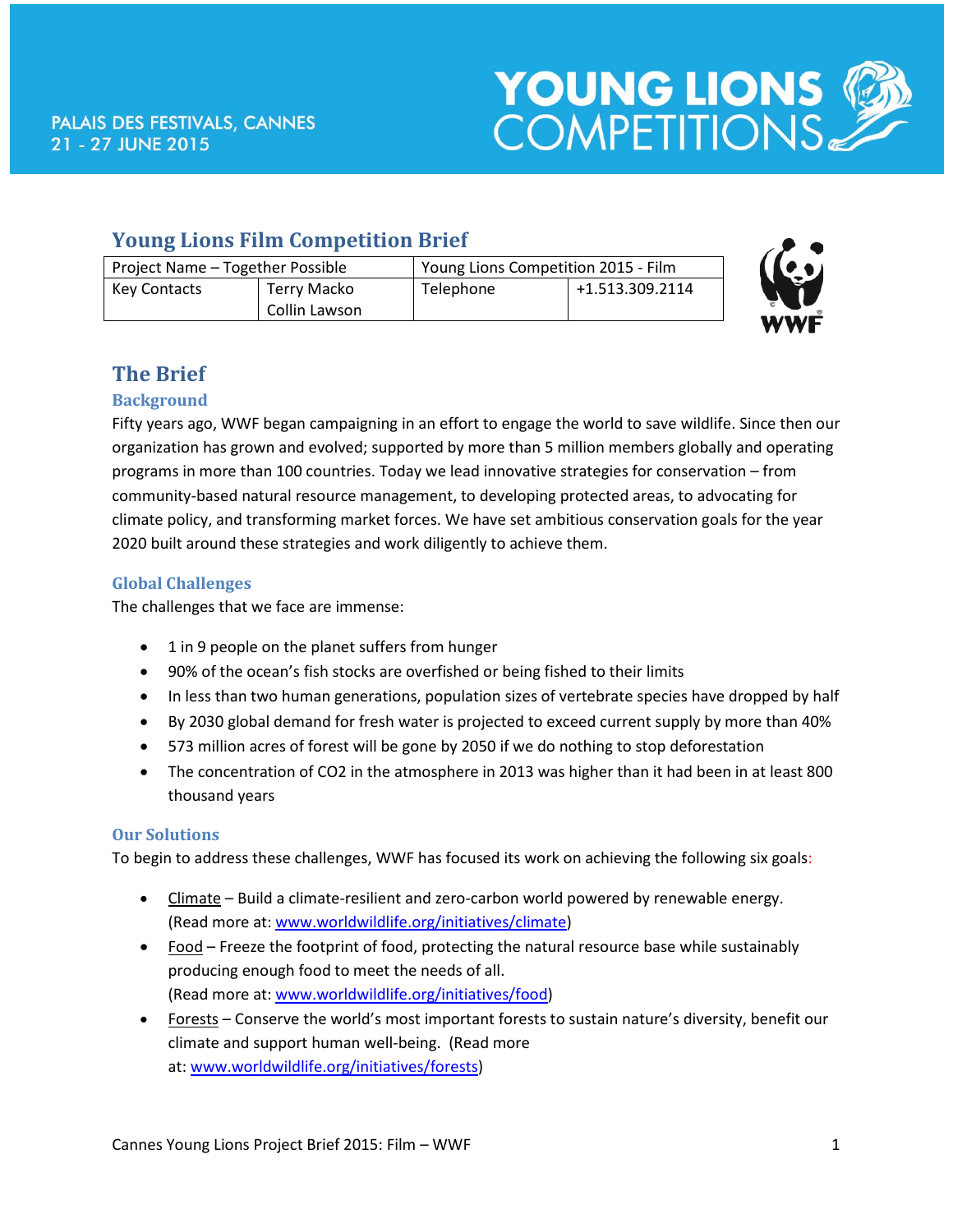PALAIS DES FESTIVALS, CANNES
21 - 27 JUNE 2015

YOUNG LIONS COMPETITIONS

## Young Lions Film Competition Brief

| Project Name – Together Possible | | Young Lions Competition 2015 - Film | |
|---|---|---|---|
| Key Contacts | Terry Macko<br>Collin Lawson | Telephone | +1.513.309.2114 |

# The Brief

### Background

Fifty years ago, WWF began campaigning in an effort to engage the world to save wildlife. Since then our organization has grown and evolved; supported by more than 5 million members globally and operating programs in more than 100 countries. Today we lead innovative strategies for conservation – from community-based natural resource management, to developing protected areas, to advocating for climate policy, and transforming market forces. We have set ambitious conservation goals for the year 2020 built around these strategies and work diligently to achieve them.

### Global Challenges

The challenges that we face are immense:

- 1 in 9 people on the planet suffers from hunger
- 90% of the ocean's fish stocks are overfished or being fished to their limits
- In less than two human generations, population sizes of vertebrate species have dropped by half
- By 2030 global demand for fresh water is projected to exceed current supply by more than 40%
- 573 million acres of forest will be gone by 2050 if we do nothing to stop deforestation
- The concentration of $CO_2$ in the atmosphere in 2013 was higher than it had been in at least 800 thousand years

### Our Solutions

To begin to address these challenges, WWF has focused its work on achieving the following six goals:

- Climate – Build a climate-resilient and zero-carbon world powered by renewable energy. (Read more at: www.worldwildlife.org/initiatives/climate)
- Food – Freeze the footprint of food, protecting the natural resource base while sustainably producing enough food to meet the needs of all. (Read more at: www.worldwildlife.org/initiatives/food)
- Forests – Conserve the world's most important forests to sustain nature's diversity, benefit our climate and support human well-being. (Read more at: www.worldwildlife.org/initiatives/forests)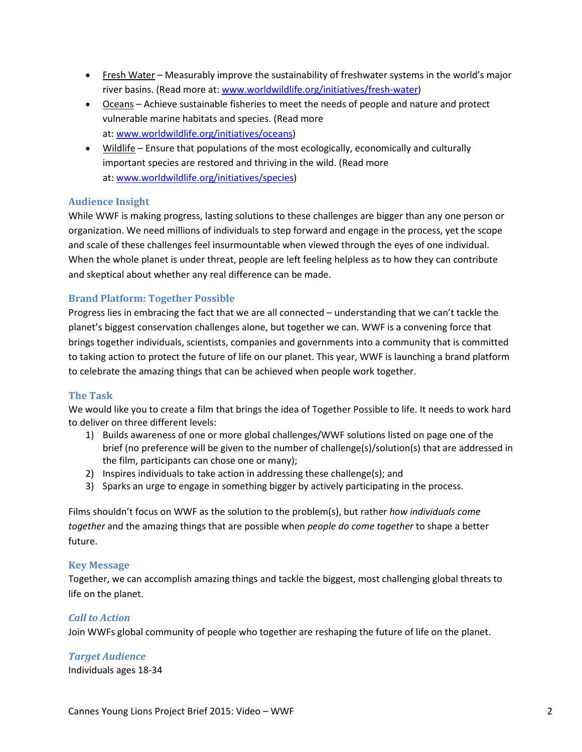- Fresh Water – Measurably improve the sustainability of freshwater systems in the world's major river basins. (Read more at: [www.worldwildlife.org/initiatives/fresh-water](www.worldwildlife.org/initiatives/fresh-water))
- Oceans – Achieve sustainable fisheries to meet the needs of people and nature and protect vulnerable marine habitats and species. (Read more at: [www.worldwildlife.org/initiatives/oceans](www.worldwildlife.org/initiatives/oceans))
- Wildlife – Ensure that populations of the most ecologically, economically and culturally important species are restored and thriving in the wild. (Read more at: [www.worldwildlife.org/initiatives/species](www.worldwildlife.org/initiatives/species))

## Audience Insight

While WWF is making progress, lasting solutions to these challenges are bigger than any one person or organization. We need millions of individuals to step forward and engage in the process, yet the scope and scale of these challenges feel insurmountable when viewed through the eyes of one individual. When the whole planet is under threat, people are left feeling helpless as to how they can contribute and skeptical about whether any real difference can be made.

## Brand Platform: Together Possible

Progress lies in embracing the fact that we are all connected – understanding that we can't tackle the planet's biggest conservation challenges alone, but together we can. WWF is a convening force that brings together individuals, scientists, companies and governments into a community that is committed to taking action to protect the future of life on our planet. This year, WWF is launching a brand platform to celebrate the amazing things that can be achieved when people work together.

## The Task

We would like you to create a film that brings the idea of Together Possible to life. It needs to work hard to deliver on three different levels:

1) Builds awareness of one or more global challenges/WWF solutions listed on page one of the brief (no preference will be given to the number of challenge(s)/solution(s) that are addressed in the film, participants can chose one or many);
2) Inspires individuals to take action in addressing these challenge(s); and
3) Sparks an urge to engage in something bigger by actively participating in the process.

Films shouldn't focus on WWF as the solution to the problem(s), but rather *how individuals come together* and the amazing things that are possible when *people do come together* to shape a better future.

## Key Message

Together, we can accomplish amazing things and tackle the biggest, most challenging global threats to life on the planet.

## *Call to Action*

Join WWFs global community of people who together are reshaping the future of life on the planet.

## *Target Audience*

Individuals ages 18-34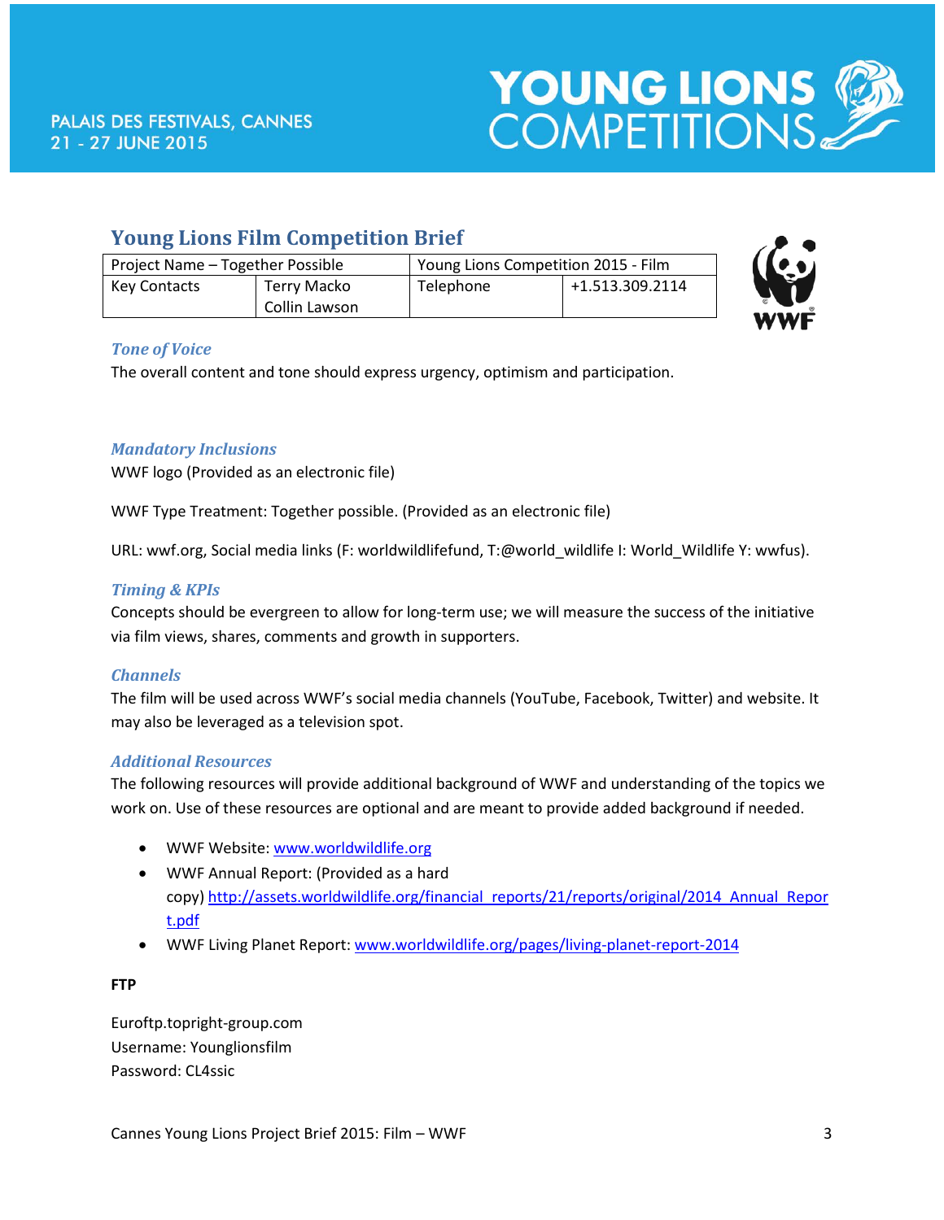PALAIS DES FESTIVALS, CANNES
21 - 27 JUNE 2015

YOUNG LIONS COMPETITIONS

## Young Lions Film Competition Brief

| | | | |
|---|---|---|---|
| Project Name – Together Possible | | Young Lions Competition 2015 - Film | |
| Key Contacts | Terry Macko<br>Collin Lawson | Telephone | +1.513.309.2114 |

WWF

### *Tone of Voice*

The overall content and tone should express urgency, optimism and participation.

### *Mandatory Inclusions*

WWF logo (Provided as an electronic file)

WWF Type Treatment: Together possible. (Provided as an electronic file)

URL: wwf.org, Social media links (F: worldwildlifefund, T:@world_wildlife I: World_Wildlife Y: wwfus).

### *Timing & KPIs*

Concepts should be evergreen to allow for long-term use; we will measure the success of the initiative via film views, shares, comments and growth in supporters.

### *Channels*

The film will be used across WWF's social media channels (YouTube, Facebook, Twitter) and website. It may also be leveraged as a television spot.

### *Additional Resources*

The following resources will provide additional background of WWF and understanding of the topics we work on. Use of these resources are optional and are meant to provide added background if needed.

- WWF Website: www.worldwildlife.org
- WWF Annual Report: (Provided as a hard copy) http://assets.worldwildlife.org/financial_reports/21/reports/original/2014_Annual_Report.pdf
- WWF Living Planet Report: www.worldwildlife.org/pages/living-planet-report-2014

**FTP**

Euroftp.topright-group.com
Username: Younglionsfilm
Password: CL4ssic